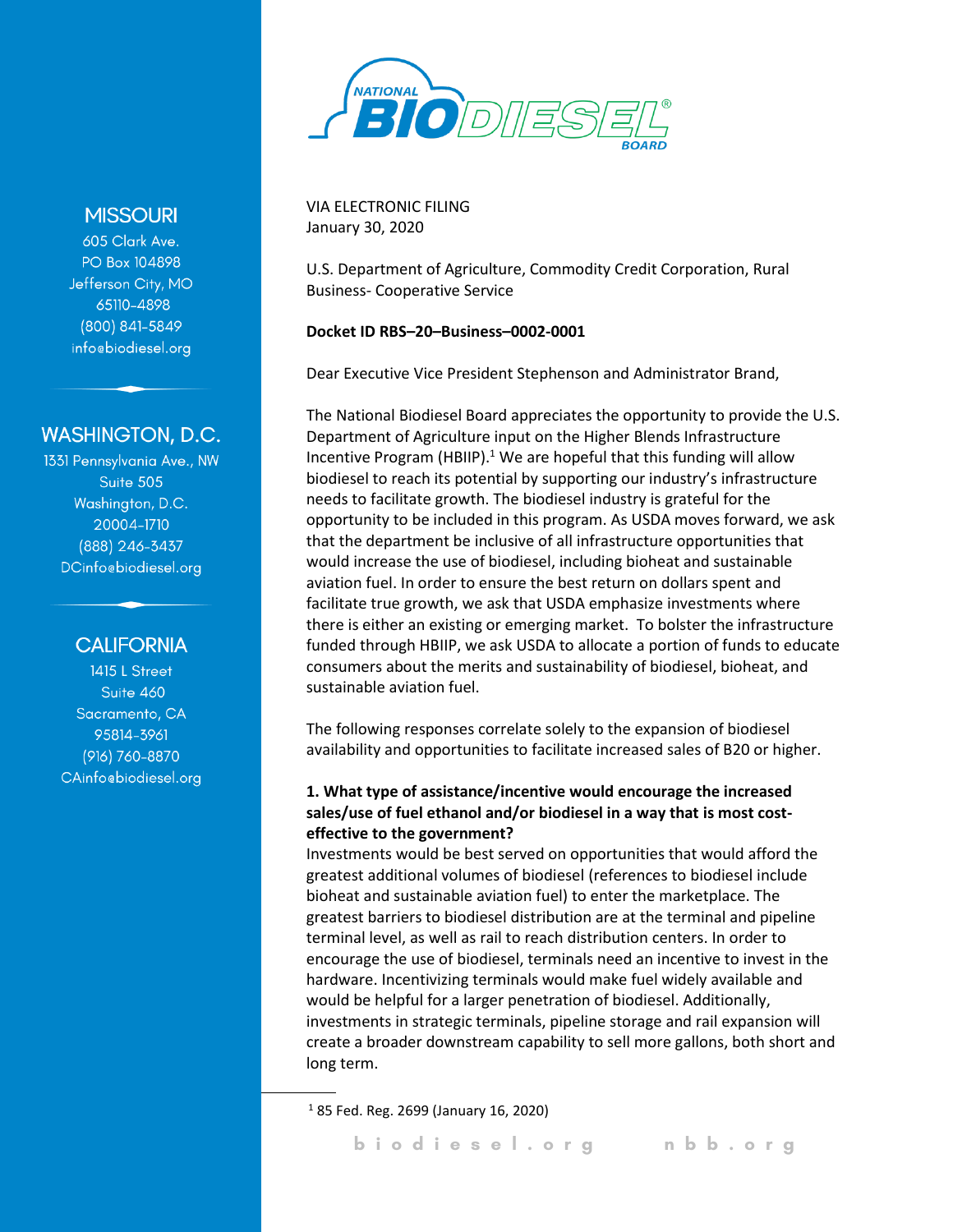NATIONAL BIODIESEL BOARD

**MISSOURI**
605 Clark Ave.
PO Box 104898
Jefferson City, MO
65110-4898
(800) 841-5849
info@biodiesel.org

**WASHINGTON, D.C.**
1331 Pennsylvania Ave., NW
Suite 505
Washington, D.C.
20004-1710
(888) 246-3437
DCinfo@biodiesel.org

**CALIFORNIA**
1415 L Street
Suite 460
Sacramento, CA
95814-3961
(916) 760-8870
CAinfo@biodiesel.org

VIA ELECTRONIC FILING
January 30, 2020

U.S. Department of Agriculture, Commodity Credit Corporation, Rural Business- Cooperative Service

**Docket ID RBS–20–Business–0002-0001**

Dear Executive Vice President Stephenson and Administrator Brand,

The National Biodiesel Board appreciates the opportunity to provide the U.S. Department of Agriculture input on the Higher Blends Infrastructure Incentive Program (HBIIP).[1] We are hopeful that this funding will allow biodiesel to reach its potential by supporting our industry's infrastructure needs to facilitate growth. The biodiesel industry is grateful for the opportunity to be included in this program. As USDA moves forward, we ask that the department be inclusive of all infrastructure opportunities that would increase the use of biodiesel, including bioheat and sustainable aviation fuel. In order to ensure the best return on dollars spent and facilitate true growth, we ask that USDA emphasize investments where there is either an existing or emerging market. To bolster the infrastructure funded through HBIIP, we ask USDA to allocate a portion of funds to educate consumers about the merits and sustainability of biodiesel, bioheat, and sustainable aviation fuel.

The following responses correlate solely to the expansion of biodiesel availability and opportunities to facilitate increased sales of B20 or higher.

**1. What type of assistance/incentive would encourage the increased sales/use of fuel ethanol and/or biodiesel in a way that is most cost-effective to the government?**

Investments would be best served on opportunities that would afford the greatest additional volumes of biodiesel (references to biodiesel include bioheat and sustainable aviation fuel) to enter the marketplace. The greatest barriers to biodiesel distribution are at the terminal and pipeline terminal level, as well as rail to reach distribution centers. In order to encourage the use of biodiesel, terminals need an incentive to invest in the hardware. Incentivizing terminals would make fuel widely available and would be helpful for a larger penetration of biodiesel. Additionally, investments in strategic terminals, pipeline storage and rail expansion will create a broader downstream capability to sell more gallons, both short and long term.

[1] 85 Fed. Reg. 2699 (January 16, 2020)

biodiesel.org nbb.org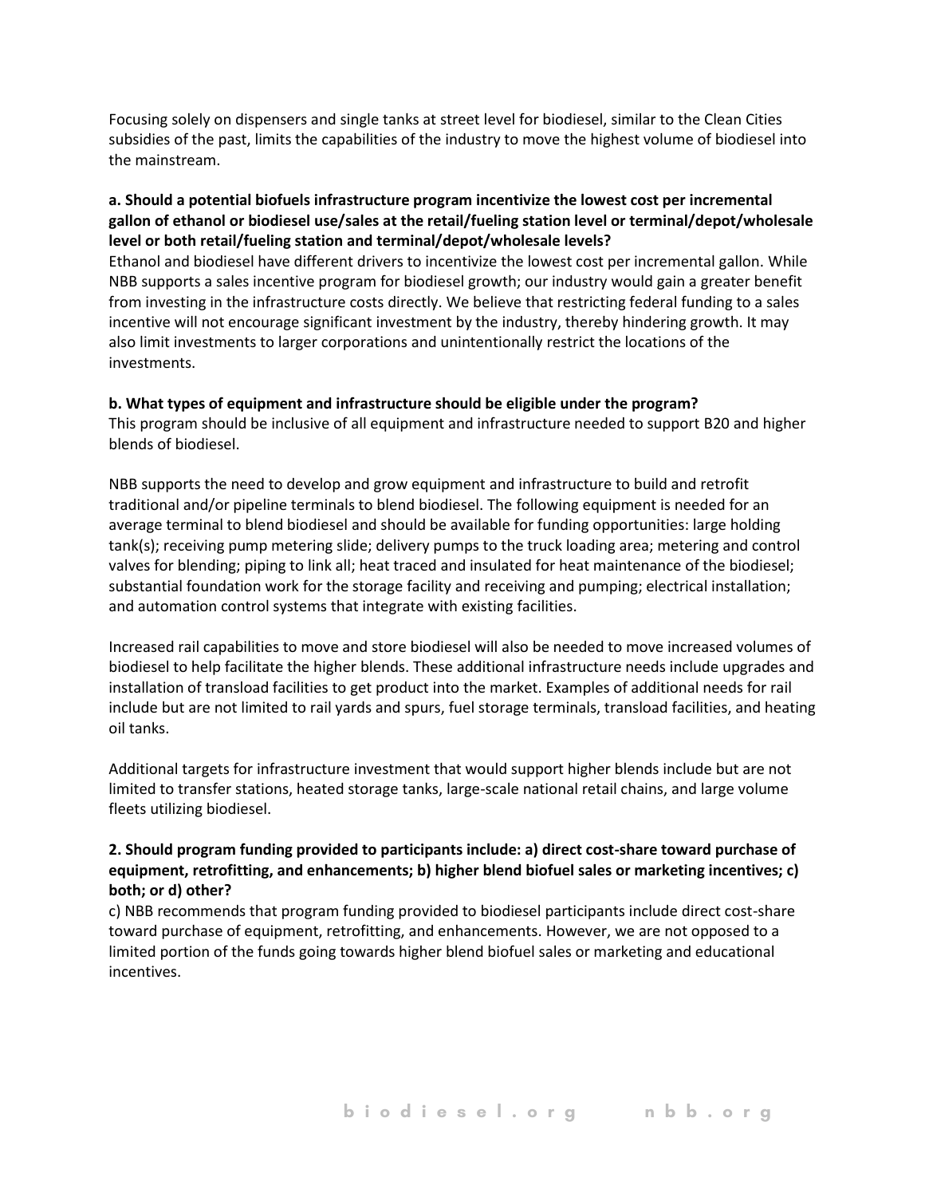Focusing solely on dispensers and single tanks at street level for biodiesel, similar to the Clean Cities subsidies of the past, limits the capabilities of the industry to move the highest volume of biodiesel into the mainstream.

**a. Should a potential biofuels infrastructure program incentivize the lowest cost per incremental gallon of ethanol or biodiesel use/sales at the retail/fueling station level or terminal/depot/wholesale level or both retail/fueling station and terminal/depot/wholesale levels?**

Ethanol and biodiesel have different drivers to incentivize the lowest cost per incremental gallon. While NBB supports a sales incentive program for biodiesel growth; our industry would gain a greater benefit from investing in the infrastructure costs directly. We believe that restricting federal funding to a sales incentive will not encourage significant investment by the industry, thereby hindering growth. It may also limit investments to larger corporations and unintentionally restrict the locations of the investments.

**b. What types of equipment and infrastructure should be eligible under the program?**

This program should be inclusive of all equipment and infrastructure needed to support B20 and higher blends of biodiesel.

NBB supports the need to develop and grow equipment and infrastructure to build and retrofit traditional and/or pipeline terminals to blend biodiesel. The following equipment is needed for an average terminal to blend biodiesel and should be available for funding opportunities: large holding tank(s); receiving pump metering slide; delivery pumps to the truck loading area; metering and control valves for blending; piping to link all; heat traced and insulated for heat maintenance of the biodiesel; substantial foundation work for the storage facility and receiving and pumping; electrical installation; and automation control systems that integrate with existing facilities.

Increased rail capabilities to move and store biodiesel will also be needed to move increased volumes of biodiesel to help facilitate the higher blends. These additional infrastructure needs include upgrades and installation of transload facilities to get product into the market. Examples of additional needs for rail include but are not limited to rail yards and spurs, fuel storage terminals, transload facilities, and heating oil tanks.

Additional targets for infrastructure investment that would support higher blends include but are not limited to transfer stations, heated storage tanks, large-scale national retail chains, and large volume fleets utilizing biodiesel.

**2. Should program funding provided to participants include: a) direct cost-share toward purchase of equipment, retrofitting, and enhancements; b) higher blend biofuel sales or marketing incentives; c) both; or d) other?**

c) NBB recommends that program funding provided to biodiesel participants include direct cost-share toward purchase of equipment, retrofitting, and enhancements. However, we are not opposed to a limited portion of the funds going towards higher blend biofuel sales or marketing and educational incentives.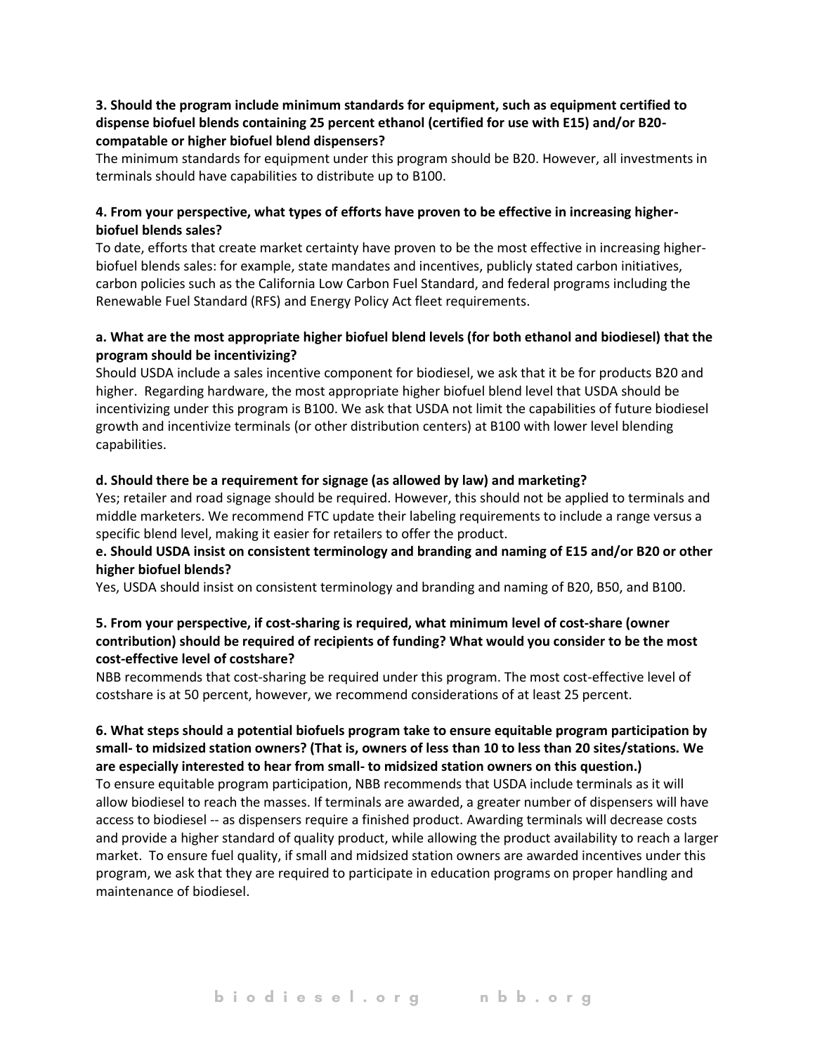**3. Should the program include minimum standards for equipment, such as equipment certified to dispense biofuel blends containing 25 percent ethanol (certified for use with E15) and/or B20-compatable or higher biofuel blend dispensers?**

The minimum standards for equipment under this program should be B20. However, all investments in terminals should have capabilities to distribute up to B100.

**4. From your perspective, what types of efforts have proven to be effective in increasing higher-biofuel blends sales?**

To date, efforts that create market certainty have proven to be the most effective in increasing higher-biofuel blends sales: for example, state mandates and incentives, publicly stated carbon initiatives, carbon policies such as the California Low Carbon Fuel Standard, and federal programs including the Renewable Fuel Standard (RFS) and Energy Policy Act fleet requirements.

**a. What are the most appropriate higher biofuel blend levels (for both ethanol and biodiesel) that the program should be incentivizing?**

Should USDA include a sales incentive component for biodiesel, we ask that it be for products B20 and higher. Regarding hardware, the most appropriate higher biofuel blend level that USDA should be incentivizing under this program is B100. We ask that USDA not limit the capabilities of future biodiesel growth and incentivize terminals (or other distribution centers) at B100 with lower level blending capabilities.

**d. Should there be a requirement for signage (as allowed by law) and marketing?**

Yes; retailer and road signage should be required. However, this should not be applied to terminals and middle marketers. We recommend FTC update their labeling requirements to include a range versus a specific blend level, making it easier for retailers to offer the product.

**e. Should USDA insist on consistent terminology and branding and naming of E15 and/or B20 or other higher biofuel blends?**

Yes, USDA should insist on consistent terminology and branding and naming of B20, B50, and B100.

**5. From your perspective, if cost-sharing is required, what minimum level of cost-share (owner contribution) should be required of recipients of funding? What would you consider to be the most cost-effective level of costshare?**

NBB recommends that cost-sharing be required under this program. The most cost-effective level of costshare is at 50 percent, however, we recommend considerations of at least 25 percent.

**6. What steps should a potential biofuels program take to ensure equitable program participation by small- to midsized station owners? (That is, owners of less than 10 to less than 20 sites/stations. We are especially interested to hear from small- to midsized station owners on this question.)**

To ensure equitable program participation, NBB recommends that USDA include terminals as it will allow biodiesel to reach the masses. If terminals are awarded, a greater number of dispensers will have access to biodiesel -- as dispensers require a finished product. Awarding terminals will decrease costs and provide a higher standard of quality product, while allowing the product availability to reach a larger market. To ensure fuel quality, if small and midsized station owners are awarded incentives under this program, we ask that they are required to participate in education programs on proper handling and maintenance of biodiesel.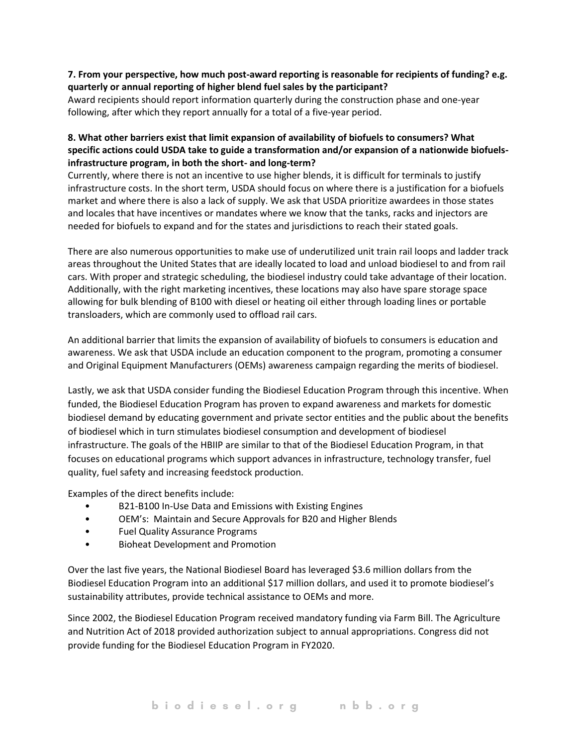**7. From your perspective, how much post-award reporting is reasonable for recipients of funding? e.g. quarterly or annual reporting of higher blend fuel sales by the participant?**
Award recipients should report information quarterly during the construction phase and one-year following, after which they report annually for a total of a five-year period.

**8. What other barriers exist that limit expansion of availability of biofuels to consumers? What specific actions could USDA take to guide a transformation and/or expansion of a nationwide biofuels-infrastructure program, in both the short- and long-term?**
Currently, where there is not an incentive to use higher blends, it is difficult for terminals to justify infrastructure costs. In the short term, USDA should focus on where there is a justification for a biofuels market and where there is also a lack of supply. We ask that USDA prioritize awardees in those states and locales that have incentives or mandates where we know that the tanks, racks and injectors are needed for biofuels to expand and for the states and jurisdictions to reach their stated goals.

There are also numerous opportunities to make use of underutilized unit train rail loops and ladder track areas throughout the United States that are ideally located to load and unload biodiesel to and from rail cars. With proper and strategic scheduling, the biodiesel industry could take advantage of their location. Additionally, with the right marketing incentives, these locations may also have spare storage space allowing for bulk blending of B100 with diesel or heating oil either through loading lines or portable transloaders, which are commonly used to offload rail cars.

An additional barrier that limits the expansion of availability of biofuels to consumers is education and awareness. We ask that USDA include an education component to the program, promoting a consumer and Original Equipment Manufacturers (OEMs) awareness campaign regarding the merits of biodiesel.

Lastly, we ask that USDA consider funding the Biodiesel Education Program through this incentive. When funded, the Biodiesel Education Program has proven to expand awareness and markets for domestic biodiesel demand by educating government and private sector entities and the public about the benefits of biodiesel which in turn stimulates biodiesel consumption and development of biodiesel infrastructure. The goals of the HBIIP are similar to that of the Biodiesel Education Program, in that focuses on educational programs which support advances in infrastructure, technology transfer, fuel quality, fuel safety and increasing feedstock production.

Examples of the direct benefits include:

- B21-B100 In-Use Data and Emissions with Existing Engines
- OEM's: Maintain and Secure Approvals for B20 and Higher Blends
- Fuel Quality Assurance Programs
- Bioheat Development and Promotion

Over the last five years, the National Biodiesel Board has leveraged \$3.6 million dollars from the Biodiesel Education Program into an additional \$17 million dollars, and used it to promote biodiesel's sustainability attributes, provide technical assistance to OEMs and more.

Since 2002, the Biodiesel Education Program received mandatory funding via Farm Bill. The Agriculture and Nutrition Act of 2018 provided authorization subject to annual appropriations. Congress did not provide funding for the Biodiesel Education Program in FY2020.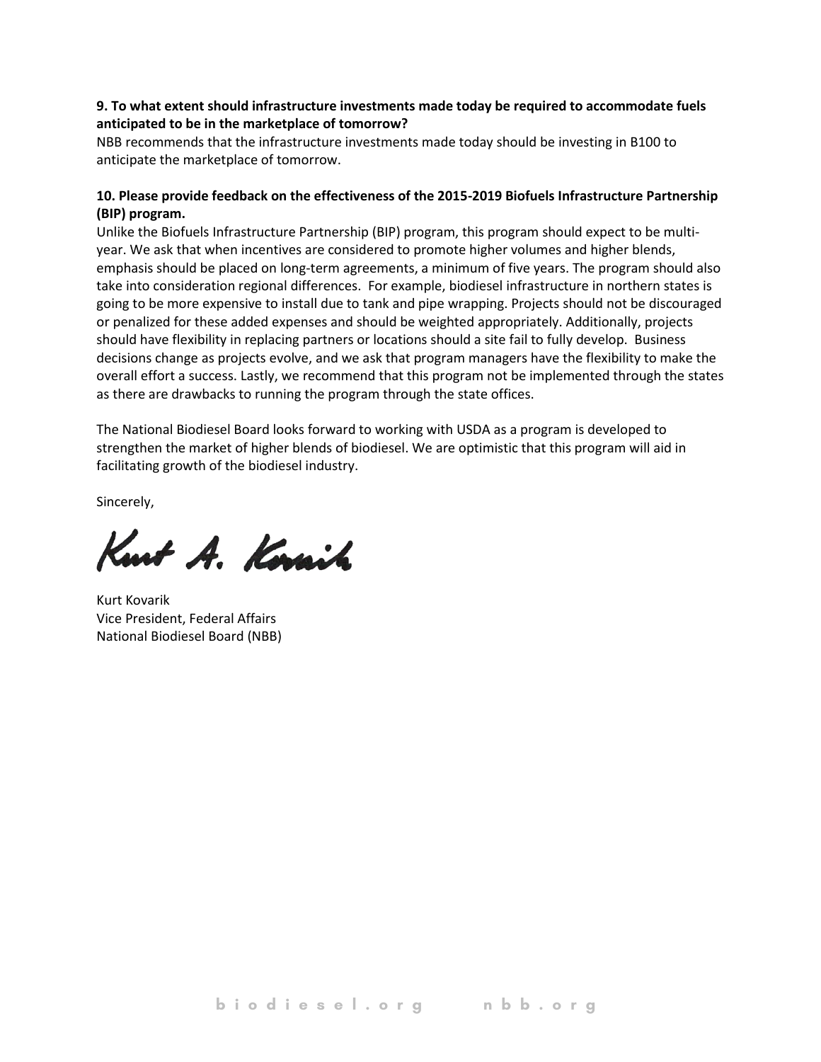**9. To what extent should infrastructure investments made today be required to accommodate fuels anticipated to be in the marketplace of tomorrow?**

NBB recommends that the infrastructure investments made today should be investing in B100 to anticipate the marketplace of tomorrow.

**10. Please provide feedback on the effectiveness of the 2015-2019 Biofuels Infrastructure Partnership (BIP) program.**

Unlike the Biofuels Infrastructure Partnership (BIP) program, this program should expect to be multi-year. We ask that when incentives are considered to promote higher volumes and higher blends, emphasis should be placed on long-term agreements, a minimum of five years. The program should also take into consideration regional differences. For example, biodiesel infrastructure in northern states is going to be more expensive to install due to tank and pipe wrapping. Projects should not be discouraged or penalized for these added expenses and should be weighted appropriately. Additionally, projects should have flexibility in replacing partners or locations should a site fail to fully develop. Business decisions change as projects evolve, and we ask that program managers have the flexibility to make the overall effort a success. Lastly, we recommend that this program not be implemented through the states as there are drawbacks to running the program through the state offices.

The National Biodiesel Board looks forward to working with USDA as a program is developed to strengthen the market of higher blends of biodiesel. We are optimistic that this program will aid in facilitating growth of the biodiesel industry.

Sincerely,

Kurt A. Kovarik

Kurt Kovarik
Vice President, Federal Affairs
National Biodiesel Board (NBB)